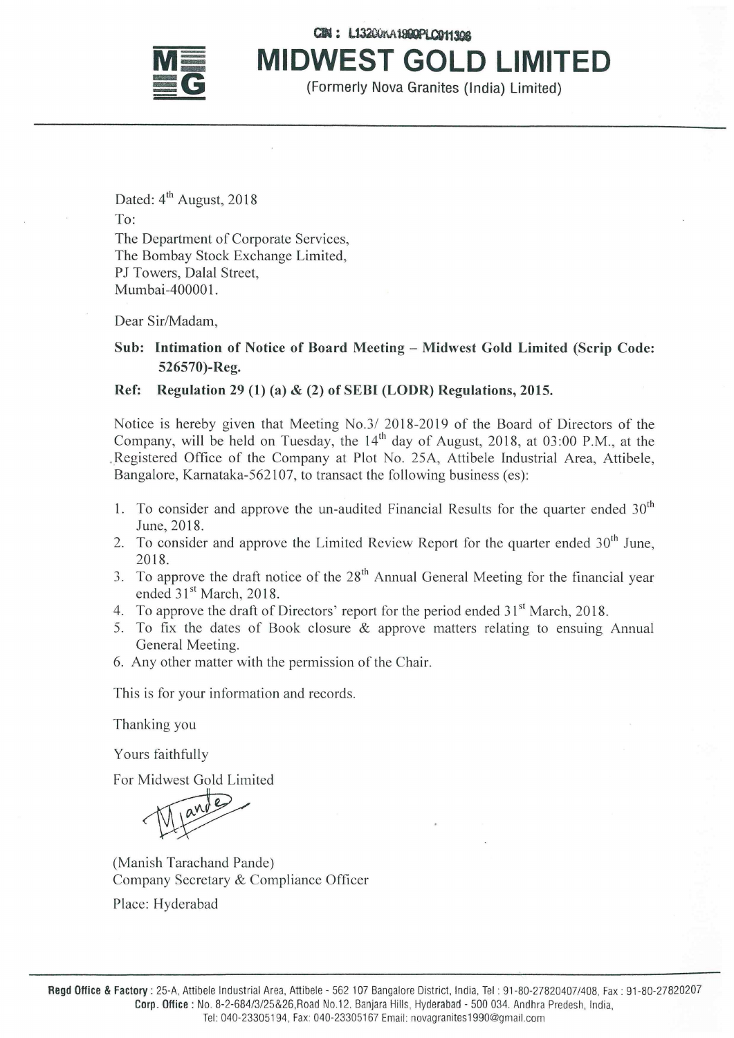CIN : L13200KA1990PLC011396

# MIDWEST GOLD LIMITED

(Formerly Nova Granites (India) Limited)

Dated: 4th August, 2018

To:

The Department of Corporate Services,
The Bombay Stock Exchange Limited,
PJ Towers, Dalal Street,
Mumbai-400001.

Dear Sir/Madam,

**Sub: Intimation of Notice of Board Meeting – Midwest Gold Limited (Scrip Code: 526570)-Reg.**

**Ref: Regulation 29 (1) (a) & (2) of SEBI (LODR) Regulations, 2015.**

Notice is hereby given that Meeting No.3/ 2018-2019 of the Board of Directors of the Company, will be held on Tuesday, the 14th day of August, 2018, at 03:00 P.M., at the Registered Office of the Company at Plot No. 25A, Attibele Industrial Area, Attibele, Bangalore, Karnataka-562107, to transact the following business (es):

1. To consider and approve the un-audited Financial Results for the quarter ended 30th June, 2018.
2. To consider and approve the Limited Review Report for the quarter ended 30th June, 2018.
3. To approve the draft notice of the 28th Annual General Meeting for the financial year ended 31st March, 2018.
4. To approve the draft of Directors' report for the period ended 31st March, 2018.
5. To fix the dates of Book closure & approve matters relating to ensuing Annual General Meeting.
6. Any other matter with the permission of the Chair.

This is for your information and records.

Thanking you

Yours faithfully

For Midwest Gold Limited

(Manish Tarachand Pande)
Company Secretary & Compliance Officer

Place: Hyderabad

**Regd Office & Factory** : 25-A, Attibele Industrial Area, Attibele - 562 107 Bangalore District, India, Tel : 91-80-27820407/408, Fax : 91-80-27820207
**Corp. Office** : No. 8-2-684/3/25&26,Road No.12, Banjara Hills, Hyderabad - 500 034. Andhra Predesh, India,
Tel: 040-23305194, Fax: 040-23305167 Email: novagranites1990@gmail.com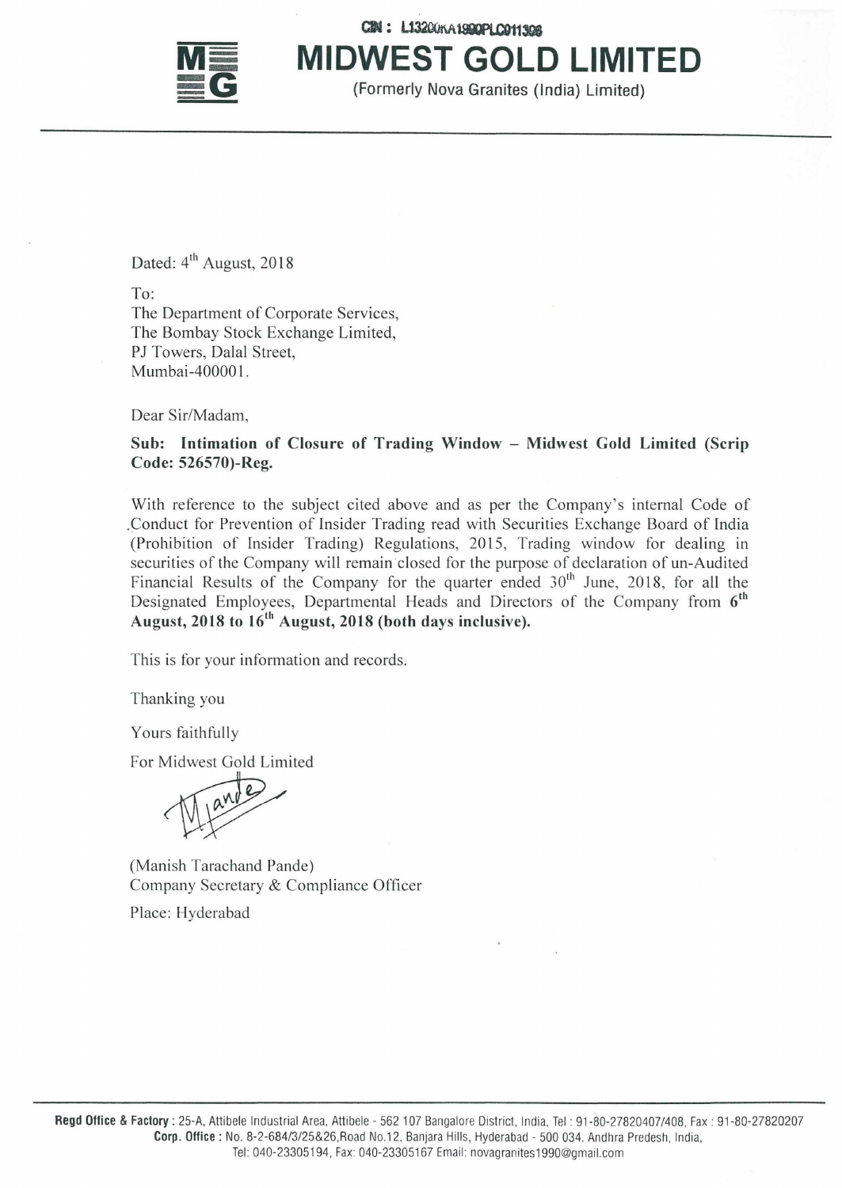CIN : L13200KA1990PLC011396

# MIDWEST GOLD LIMITED

(Formerly Nova Granites (India) Limited)

Dated: 4th August, 2018

To:
The Department of Corporate Services,
The Bombay Stock Exchange Limited,
PJ Towers, Dalal Street,
Mumbai-400001.

Dear Sir/Madam,

**Sub: Intimation of Closure of Trading Window – Midwest Gold Limited (Scrip Code: 526570)-Reg.**

With reference to the subject cited above and as per the Company's internal Code of Conduct for Prevention of Insider Trading read with Securities Exchange Board of India (Prohibition of Insider Trading) Regulations, 2015, Trading window for dealing in securities of the Company will remain closed for the purpose of declaration of un-Audited Financial Results of the Company for the quarter ended 30th June, 2018, for all the Designated Employees, Departmental Heads and Directors of the Company from **6th August, 2018 to 16th August, 2018 (both days inclusive).**

This is for your information and records.

Thanking you

Yours faithfully

For Midwest Gold Limited

(Manish Tarachand Pande)
Company Secretary & Compliance Officer

Place: Hyderabad

**Regd Office & Factory** : 25-A, Attibele Industrial Area, Attibele - 562 107 Bangalore District, India, Tel : 91-80-27820407/408, Fax : 91-80-27820207
**Corp. Office** : No. 8-2-684/3/25&26,Road No.12, Banjara Hills, Hyderabad - 500 034. Andhra Predesh, India,
Tel: 040-23305194, Fax: 040-23305167 Email: novagranites1990@gmail.com